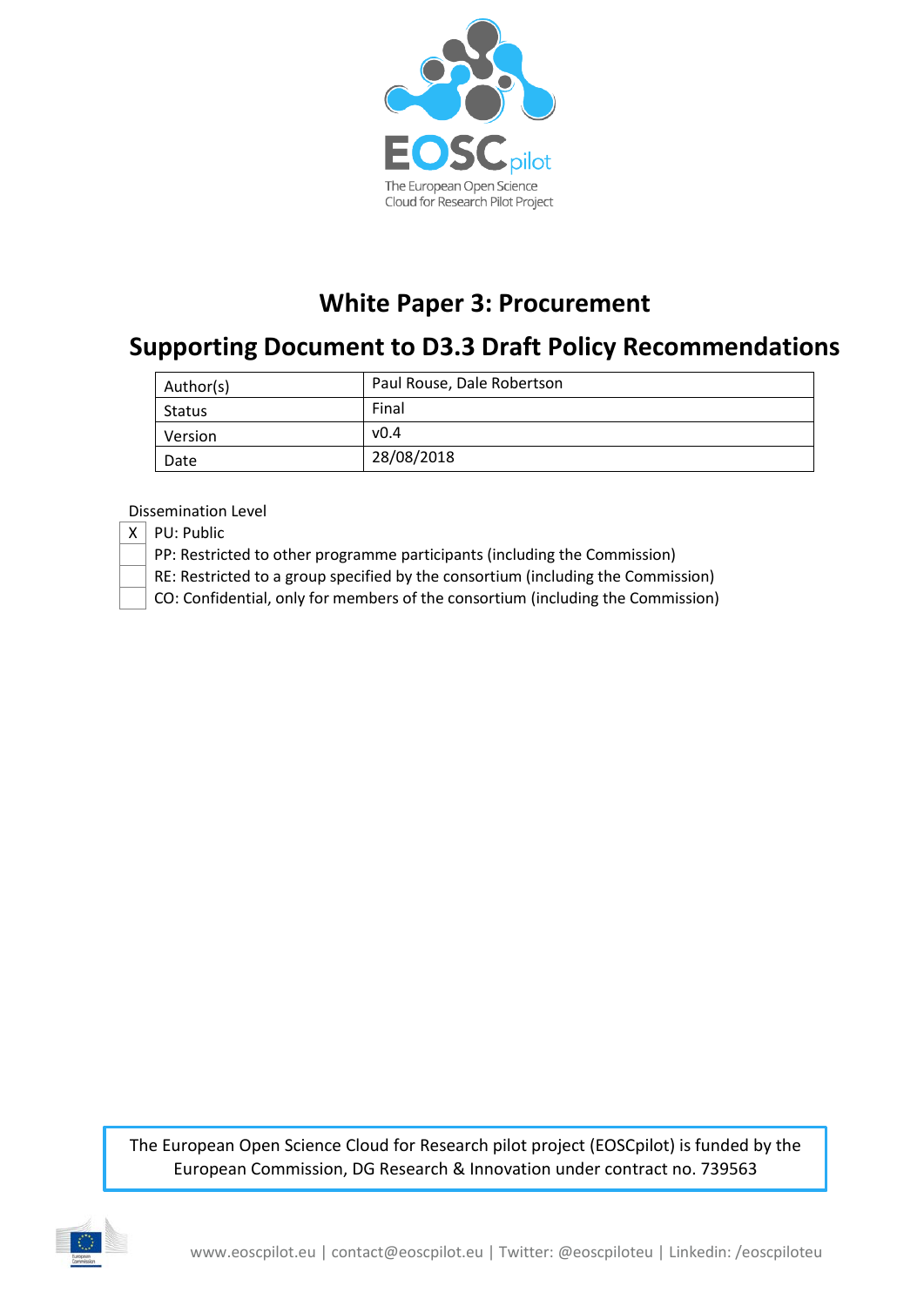# White Paper 3: Procurement

## Supporting Document to D3.3 Draft Policy Recommendations

| Author(s) | Paul Rouse, Dale Robertson |
|---|---|
| Status | Final |
| Version | v0.4 |
| Date | 28/08/2018 |

Dissemination Level

| | |
|---|---|
| X | PU: Public |
| | PP: Restricted to other programme participants (including the Commission) |
| | RE: Restricted to a group specified by the consortium (including the Commission) |
| | CO: Confidential, only for members of the consortium (including the Commission) |

The European Open Science Cloud for Research pilot project (EOSCpilot) is funded by the European Commission, DG Research & Innovation under contract no. 739563

www.eoscpilot.eu | contact@eoscpilot.eu | Twitter: @eoscpiloteu | Linkedin: /eoscpiloteu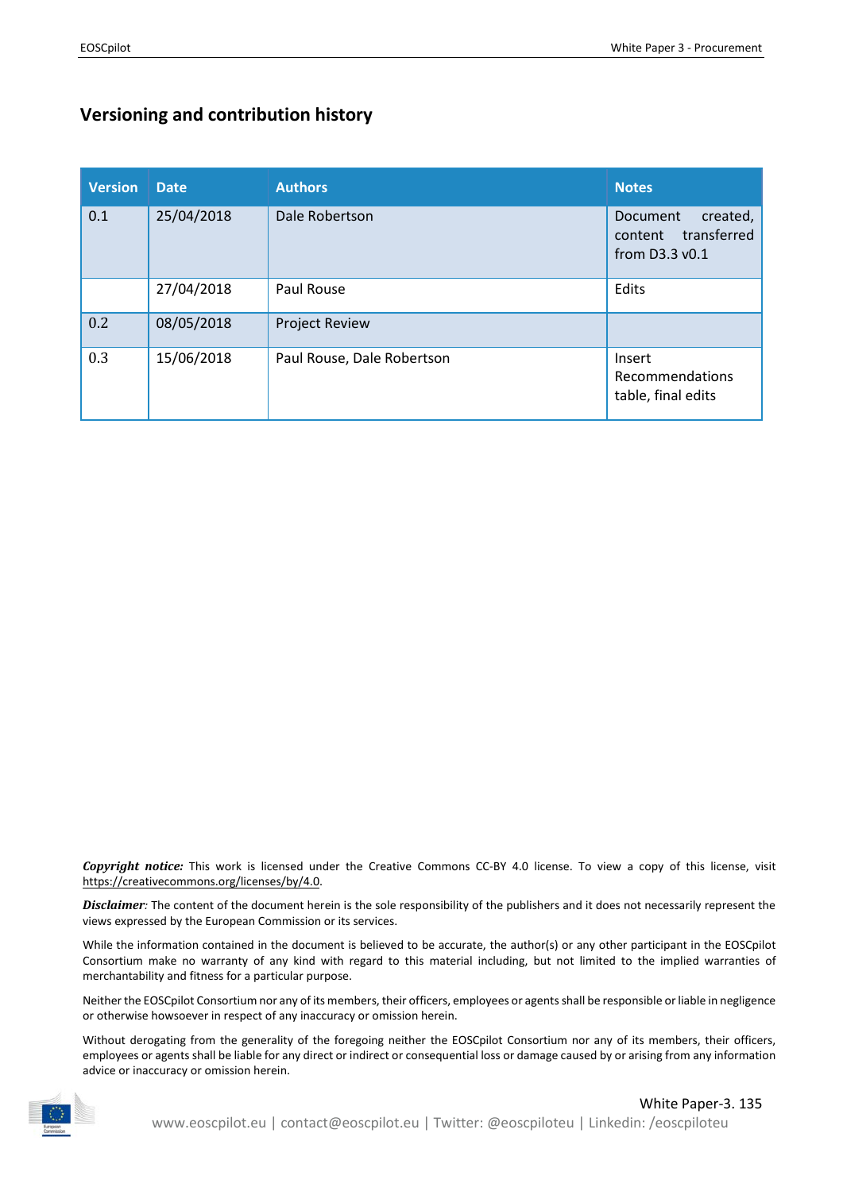## Versioning and contribution history

| Version | Date | Authors | Notes |
|---|---|---|---|
| 0.1 | 25/04/2018 | Dale Robertson | Document created, content transferred from D3.3 v0.1 |
| | 27/04/2018 | Paul Rouse | Edits |
| 0.2 | 08/05/2018 | Project Review | |
| 0.3 | 15/06/2018 | Paul Rouse, Dale Robertson | Insert Recommendations table, final edits |

***Copyright notice:*** This work is licensed under the Creative Commons CC-BY 4.0 license. To view a copy of this license, visit https://creativecommons.org/licenses/by/4.0.

***Disclaimer****:* The content of the document herein is the sole responsibility of the publishers and it does not necessarily represent the views expressed by the European Commission or its services.

While the information contained in the document is believed to be accurate, the author(s) or any other participant in the EOSCpilot Consortium make no warranty of any kind with regard to this material including, but not limited to the implied warranties of merchantability and fitness for a particular purpose.

Neither the EOSCpilot Consortium nor any of its members, their officers, employees or agents shall be responsible or liable in negligence or otherwise howsoever in respect of any inaccuracy or omission herein.

Without derogating from the generality of the foregoing neither the EOSCpilot Consortium nor any of its members, their officers, employees or agents shall be liable for any direct or indirect or consequential loss or damage caused by or arising from any information advice or inaccuracy or omission herein.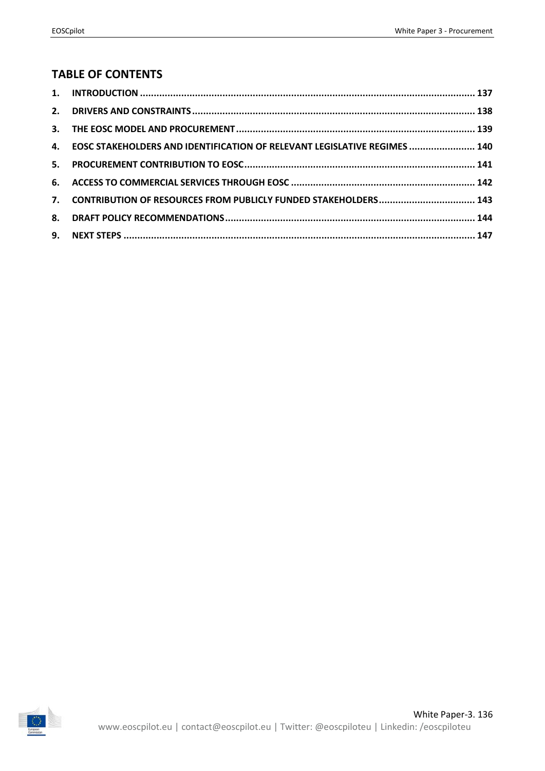## TABLE OF CONTENTS

1. INTRODUCTION ........................................................ 137
2. DRIVERS AND CONSTRAINTS ........................................................ 138
3. THE EOSC MODEL AND PROCUREMENT ........................................................ 139
4. EOSC STAKEHOLDERS AND IDENTIFICATION OF RELEVANT LEGISLATIVE REGIMES ........................ 140
5. PROCUREMENT CONTRIBUTION TO EOSC ........................................................ 141
6. ACCESS TO COMMERCIAL SERVICES THROUGH EOSC ........................................................ 142
7. CONTRIBUTION OF RESOURCES FROM PUBLICLY FUNDED STAKEHOLDERS ........................ 143
8. DRAFT POLICY RECOMMENDATIONS ........................................................ 144
9. NEXT STEPS ........................................................ 147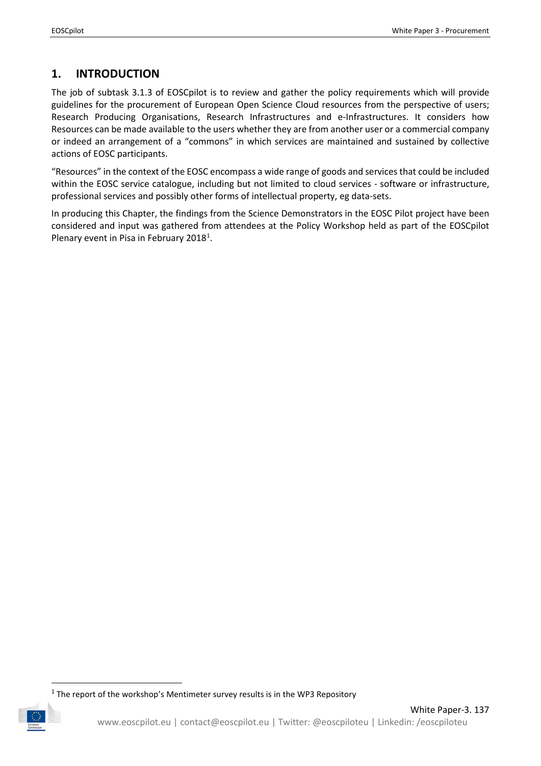# 1. INTRODUCTION

The job of subtask 3.1.3 of EOSCpilot is to review and gather the policy requirements which will provide guidelines for the procurement of European Open Science Cloud resources from the perspective of users; Research Producing Organisations, Research Infrastructures and e-Infrastructures. It considers how Resources can be made available to the users whether they are from another user or a commercial company or indeed an arrangement of a "commons" in which services are maintained and sustained by collective actions of EOSC participants.

"Resources" in the context of the EOSC encompass a wide range of goods and services that could be included within the EOSC service catalogue, including but not limited to cloud services - software or infrastructure, professional services and possibly other forms of intellectual property, eg data-sets.

In producing this Chapter, the findings from the Science Demonstrators in the EOSC Pilot project have been considered and input was gathered from attendees at the Policy Workshop held as part of the EOSCpilot Plenary event in Pisa in February 2018[1].

[1] The report of the workshop's Mentimeter survey results is in the WP3 Repository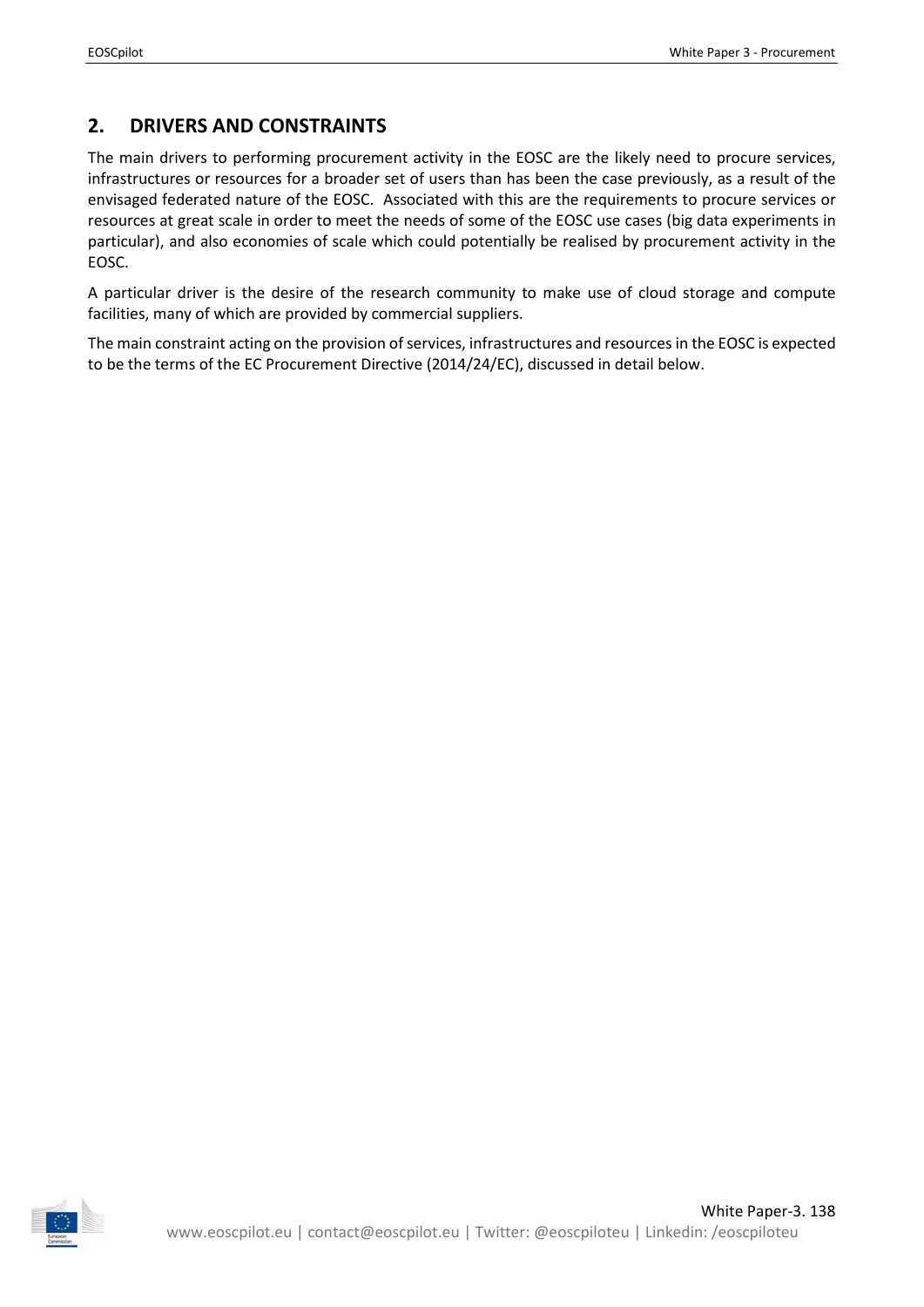## 2. DRIVERS AND CONSTRAINTS

The main drivers to performing procurement activity in the EOSC are the likely need to procure services, infrastructures or resources for a broader set of users than has been the case previously, as a result of the envisaged federated nature of the EOSC. Associated with this are the requirements to procure services or resources at great scale in order to meet the needs of some of the EOSC use cases (big data experiments in particular), and also economies of scale which could potentially be realised by procurement activity in the EOSC.

A particular driver is the desire of the research community to make use of cloud storage and compute facilities, many of which are provided by commercial suppliers.

The main constraint acting on the provision of services, infrastructures and resources in the EOSC is expected to be the terms of the EC Procurement Directive (2014/24/EC), discussed in detail below.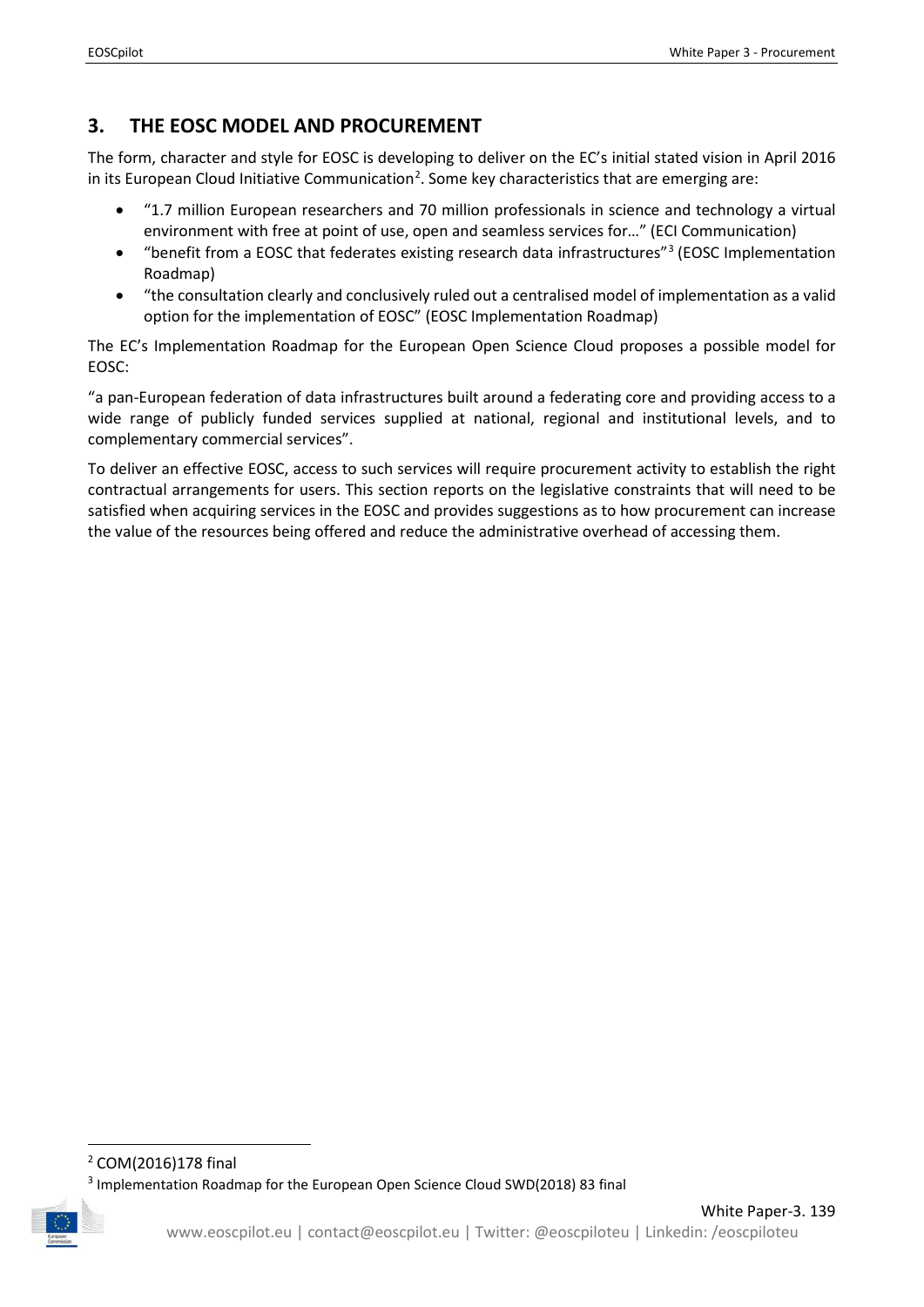## 3. THE EOSC MODEL AND PROCUREMENT

The form, character and style for EOSC is developing to deliver on the EC's initial stated vision in April 2016 in its European Cloud Initiative Communication[2]. Some key characteristics that are emerging are:

- "1.7 million European researchers and 70 million professionals in science and technology a virtual environment with free at point of use, open and seamless services for…" (ECI Communication)
- "benefit from a EOSC that federates existing research data infrastructures"[3] (EOSC Implementation Roadmap)
- "the consultation clearly and conclusively ruled out a centralised model of implementation as a valid option for the implementation of EOSC" (EOSC Implementation Roadmap)

The EC's Implementation Roadmap for the European Open Science Cloud proposes a possible model for EOSC:

"a pan-European federation of data infrastructures built around a federating core and providing access to a wide range of publicly funded services supplied at national, regional and institutional levels, and to complementary commercial services".

To deliver an effective EOSC, access to such services will require procurement activity to establish the right contractual arrangements for users. This section reports on the legislative constraints that will need to be satisfied when acquiring services in the EOSC and provides suggestions as to how procurement can increase the value of the resources being offered and reduce the administrative overhead of accessing them.

---

[2] COM(2016)178 final

[3] Implementation Roadmap for the European Open Science Cloud SWD(2018) 83 final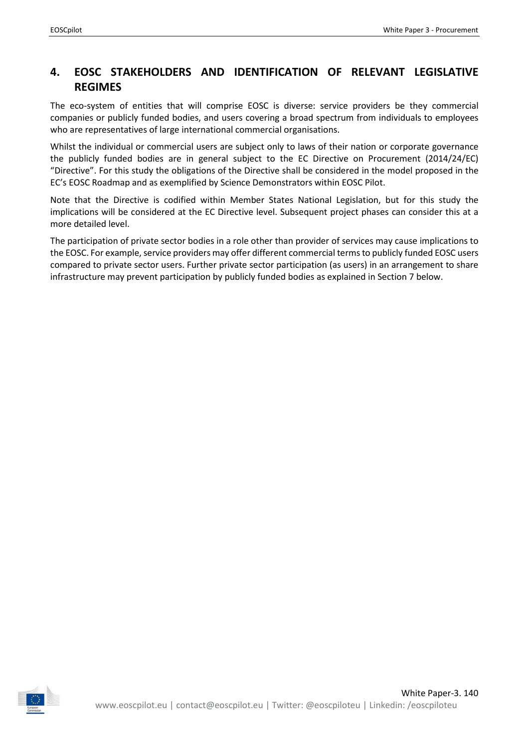# 4. EOSC STAKEHOLDERS AND IDENTIFICATION OF RELEVANT LEGISLATIVE REGIMES

The eco-system of entities that will comprise EOSC is diverse: service providers be they commercial companies or publicly funded bodies, and users covering a broad spectrum from individuals to employees who are representatives of large international commercial organisations.

Whilst the individual or commercial users are subject only to laws of their nation or corporate governance the publicly funded bodies are in general subject to the EC Directive on Procurement (2014/24/EC) "Directive". For this study the obligations of the Directive shall be considered in the model proposed in the EC's EOSC Roadmap and as exemplified by Science Demonstrators within EOSC Pilot.

Note that the Directive is codified within Member States National Legislation, but for this study the implications will be considered at the EC Directive level. Subsequent project phases can consider this at a more detailed level.

The participation of private sector bodies in a role other than provider of services may cause implications to the EOSC. For example, service providers may offer different commercial terms to publicly funded EOSC users compared to private sector users. Further private sector participation (as users) in an arrangement to share infrastructure may prevent participation by publicly funded bodies as explained in Section 7 below.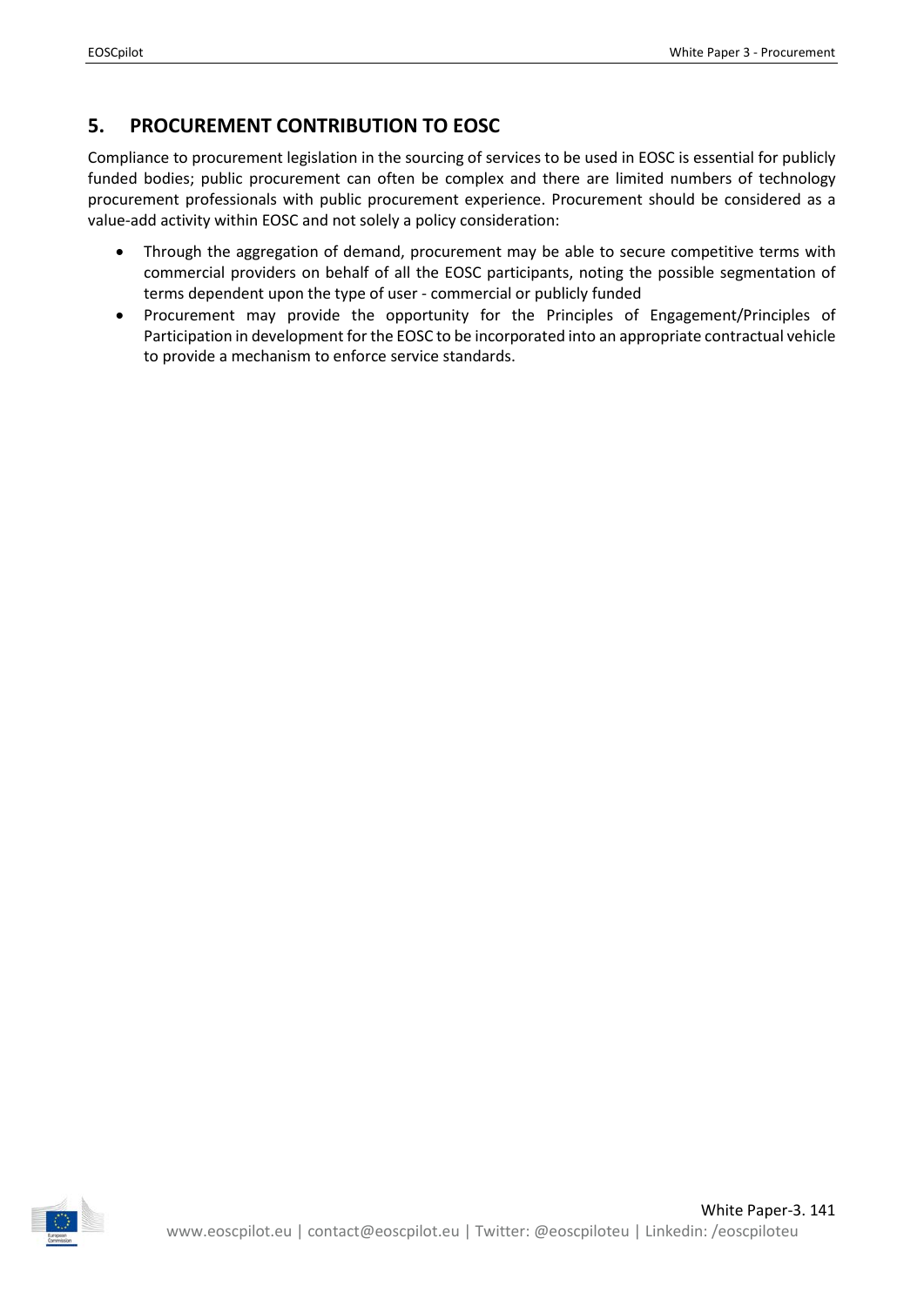## 5. PROCUREMENT CONTRIBUTION TO EOSC

Compliance to procurement legislation in the sourcing of services to be used in EOSC is essential for publicly funded bodies; public procurement can often be complex and there are limited numbers of technology procurement professionals with public procurement experience. Procurement should be considered as a value-add activity within EOSC and not solely a policy consideration:

- Through the aggregation of demand, procurement may be able to secure competitive terms with commercial providers on behalf of all the EOSC participants, noting the possible segmentation of terms dependent upon the type of user - commercial or publicly funded
- Procurement may provide the opportunity for the Principles of Engagement/Principles of Participation in development for the EOSC to be incorporated into an appropriate contractual vehicle to provide a mechanism to enforce service standards.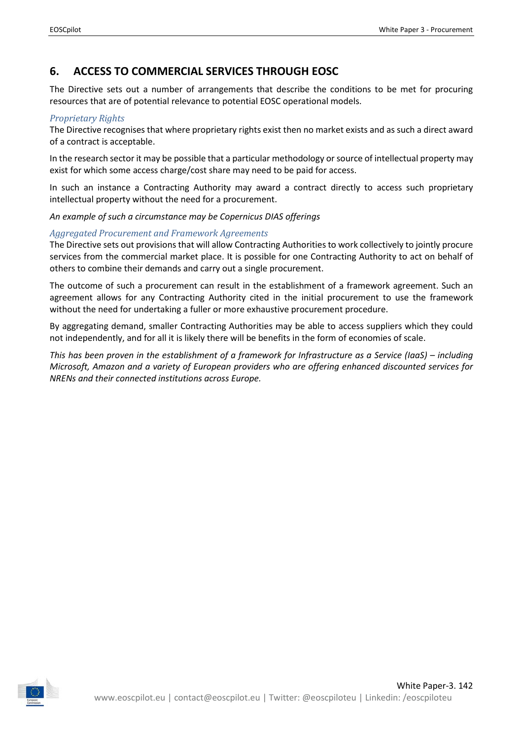## 6. ACCESS TO COMMERCIAL SERVICES THROUGH EOSC

The Directive sets out a number of arrangements that describe the conditions to be met for procuring resources that are of potential relevance to potential EOSC operational models.

### *Proprietary Rights*

The Directive recognises that where proprietary rights exist then no market exists and as such a direct award of a contract is acceptable.

In the research sector it may be possible that a particular methodology or source of intellectual property may exist for which some access charge/cost share may need to be paid for access.

In such an instance a Contracting Authority may award a contract directly to access such proprietary intellectual property without the need for a procurement.

*An example of such a circumstance may be Copernicus DIAS offerings*

### *Aggregated Procurement and Framework Agreements*

The Directive sets out provisions that will allow Contracting Authorities to work collectively to jointly procure services from the commercial market place. It is possible for one Contracting Authority to act on behalf of others to combine their demands and carry out a single procurement.

The outcome of such a procurement can result in the establishment of a framework agreement. Such an agreement allows for any Contracting Authority cited in the initial procurement to use the framework without the need for undertaking a fuller or more exhaustive procurement procedure.

By aggregating demand, smaller Contracting Authorities may be able to access suppliers which they could not independently, and for all it is likely there will be benefits in the form of economies of scale.

*This has been proven in the establishment of a framework for Infrastructure as a Service (IaaS) – including Microsoft, Amazon and a variety of European providers who are offering enhanced discounted services for NRENs and their connected institutions across Europe.*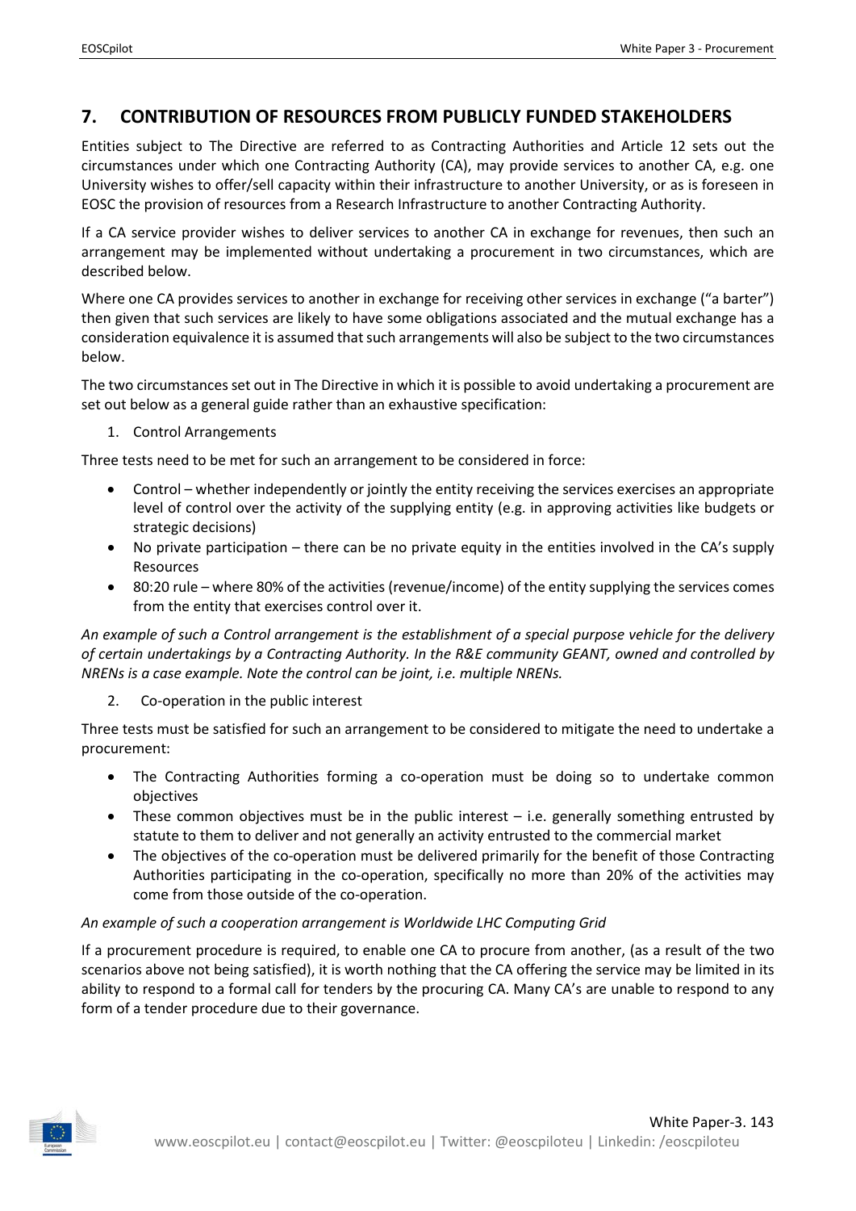## 7. CONTRIBUTION OF RESOURCES FROM PUBLICLY FUNDED STAKEHOLDERS

Entities subject to The Directive are referred to as Contracting Authorities and Article 12 sets out the circumstances under which one Contracting Authority (CA), may provide services to another CA, e.g. one University wishes to offer/sell capacity within their infrastructure to another University, or as is foreseen in EOSC the provision of resources from a Research Infrastructure to another Contracting Authority.

If a CA service provider wishes to deliver services to another CA in exchange for revenues, then such an arrangement may be implemented without undertaking a procurement in two circumstances, which are described below.

Where one CA provides services to another in exchange for receiving other services in exchange ("a barter") then given that such services are likely to have some obligations associated and the mutual exchange has a consideration equivalence it is assumed that such arrangements will also be subject to the two circumstances below.

The two circumstances set out in The Directive in which it is possible to avoid undertaking a procurement are set out below as a general guide rather than an exhaustive specification:

1. Control Arrangements

Three tests need to be met for such an arrangement to be considered in force:

- Control – whether independently or jointly the entity receiving the services exercises an appropriate level of control over the activity of the supplying entity (e.g. in approving activities like budgets or strategic decisions)
- No private participation – there can be no private equity in the entities involved in the CA's supply Resources
- 80:20 rule – where 80% of the activities (revenue/income) of the entity supplying the services comes from the entity that exercises control over it.

*An example of such a Control arrangement is the establishment of a special purpose vehicle for the delivery of certain undertakings by a Contracting Authority. In the R&E community GEANT, owned and controlled by NRENs is a case example. Note the control can be joint, i.e. multiple NRENs.*

2. Co-operation in the public interest

Three tests must be satisfied for such an arrangement to be considered to mitigate the need to undertake a procurement:

- The Contracting Authorities forming a co-operation must be doing so to undertake common objectives
- These common objectives must be in the public interest – i.e. generally something entrusted by statute to them to deliver and not generally an activity entrusted to the commercial market
- The objectives of the co-operation must be delivered primarily for the benefit of those Contracting Authorities participating in the co-operation, specifically no more than 20% of the activities may come from those outside of the co-operation.

*An example of such a cooperation arrangement is Worldwide LHC Computing Grid*

If a procurement procedure is required, to enable one CA to procure from another, (as a result of the two scenarios above not being satisfied), it is worth nothing that the CA offering the service may be limited in its ability to respond to a formal call for tenders by the procuring CA. Many CA's are unable to respond to any form of a tender procedure due to their governance.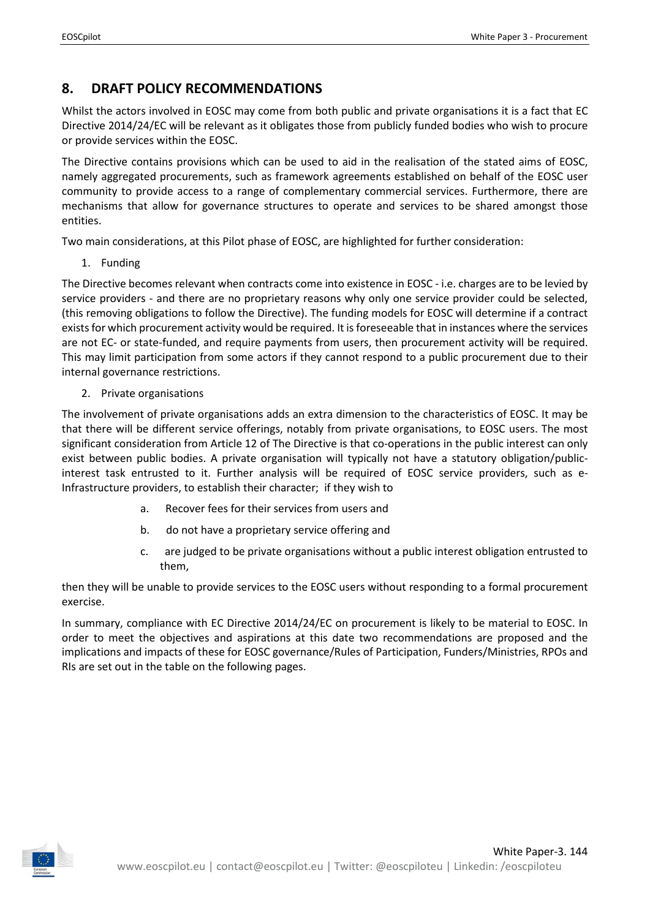## 8. DRAFT POLICY RECOMMENDATIONS

Whilst the actors involved in EOSC may come from both public and private organisations it is a fact that EC Directive 2014/24/EC will be relevant as it obligates those from publicly funded bodies who wish to procure or provide services within the EOSC.

The Directive contains provisions which can be used to aid in the realisation of the stated aims of EOSC, namely aggregated procurements, such as framework agreements established on behalf of the EOSC user community to provide access to a range of complementary commercial services. Furthermore, there are mechanisms that allow for governance structures to operate and services to be shared amongst those entities.

Two main considerations, at this Pilot phase of EOSC, are highlighted for further consideration:

1. Funding

The Directive becomes relevant when contracts come into existence in EOSC - i.e. charges are to be levied by service providers - and there are no proprietary reasons why only one service provider could be selected, (this removing obligations to follow the Directive). The funding models for EOSC will determine if a contract exists for which procurement activity would be required. It is foreseeable that in instances where the services are not EC- or state-funded, and require payments from users, then procurement activity will be required. This may limit participation from some actors if they cannot respond to a public procurement due to their internal governance restrictions.

2. Private organisations

The involvement of private organisations adds an extra dimension to the characteristics of EOSC. It may be that there will be different service offerings, notably from private organisations, to EOSC users. The most significant consideration from Article 12 of The Directive is that co-operations in the public interest can only exist between public bodies. A private organisation will typically not have a statutory obligation/public-interest task entrusted to it. Further analysis will be required of EOSC service providers, such as e-Infrastructure providers, to establish their character; if they wish to

a. Recover fees for their services from users and
b. do not have a proprietary service offering and
c. are judged to be private organisations without a public interest obligation entrusted to them,

then they will be unable to provide services to the EOSC users without responding to a formal procurement exercise.

In summary, compliance with EC Directive 2014/24/EC on procurement is likely to be material to EOSC. In order to meet the objectives and aspirations at this date two recommendations are proposed and the implications and impacts of these for EOSC governance/Rules of Participation, Funders/Ministries, RPOs and RIs are set out in the table on the following pages.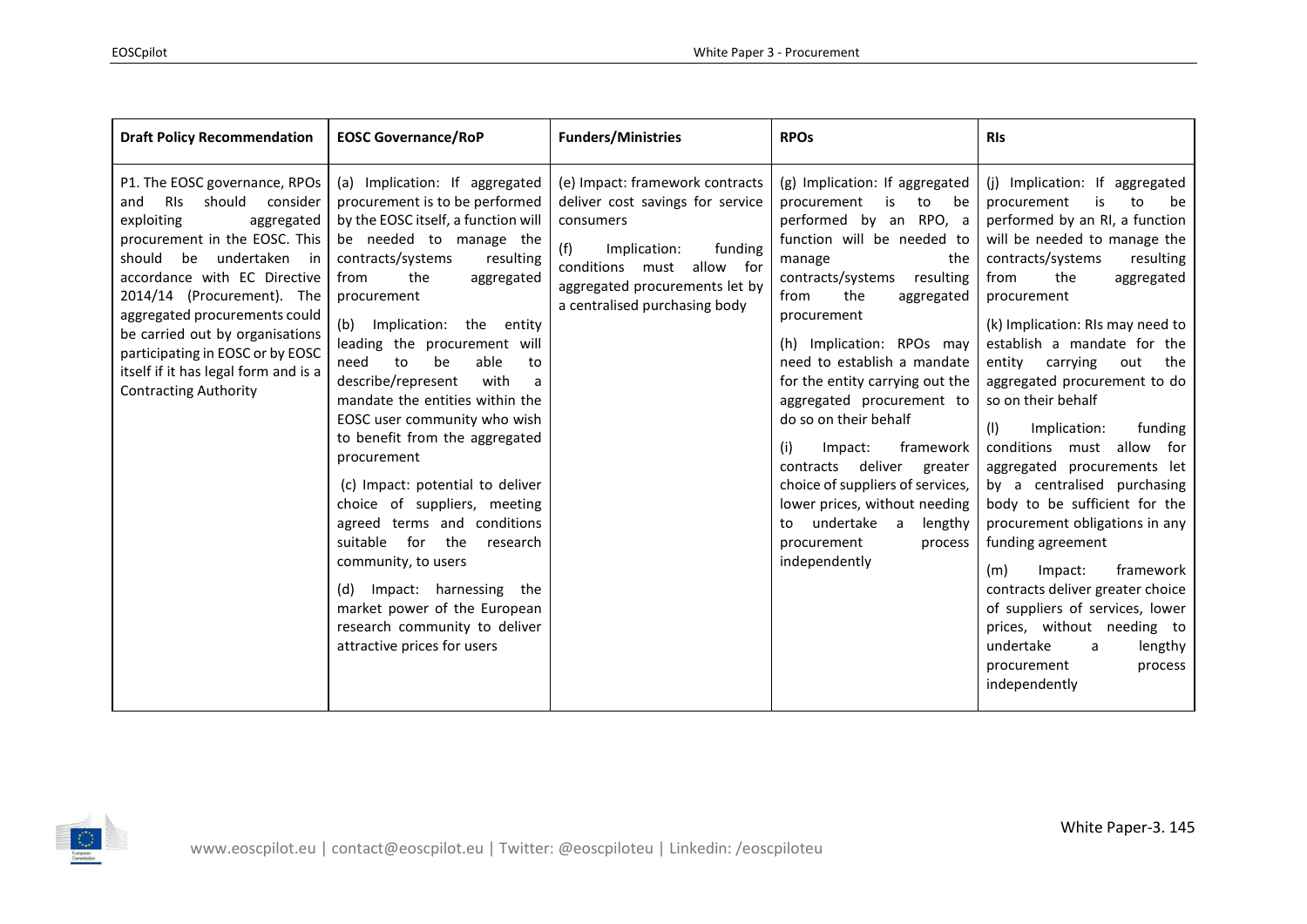| Draft Policy Recommendation | EOSC Governance/RoP | Funders/Ministries | RPOs | RIs |
|---|---|---|---|---|
| P1. The EOSC governance, RPOs and RIs should consider exploiting aggregated procurement in the EOSC. This should be undertaken in accordance with EC Directive 2014/14 (Procurement). The aggregated procurements could be carried out by organisations participating in EOSC or by EOSC itself if it has legal form and is a Contracting Authority | (a) Implication: If aggregated procurement is to be performed by the EOSC itself, a function will be needed to manage the contracts/systems resulting from the aggregated procurement<br><br>(b) Implication: the entity leading the procurement will need to be able to describe/represent with a mandate the entities within the EOSC user community who wish to benefit from the aggregated procurement<br><br>(c) Impact: potential to deliver choice of suppliers, meeting agreed terms and conditions suitable for the research community, to users<br><br>(d) Impact: harnessing the market power of the European research community to deliver attractive prices for users | (e) Impact: framework contracts deliver cost savings for service consumers<br><br>(f) Implication: funding conditions must allow for aggregated procurements let by a centralised purchasing body | (g) Implication: If aggregated procurement is to be performed by an RPO, a function will be needed to manage the contracts/systems resulting from the aggregated procurement<br><br>(h) Implication: RPOs may need to establish a mandate for the entity carrying out the aggregated procurement to do so on their behalf<br><br>(i) Impact: framework contracts deliver greater choice of suppliers of services, lower prices, without needing to undertake a lengthy procurement process independently | (j) Implication: If aggregated procurement is to be performed by an RI, a function will be needed to manage the contracts/systems resulting from the aggregated procurement<br><br>(k) Implication: RIs may need to establish a mandate for the entity carrying out the aggregated procurement to do so on their behalf<br><br>(l) Implication: funding conditions must allow for aggregated procurements let by a centralised purchasing body to be sufficient for the procurement obligations in any funding agreement<br><br>(m) Impact: framework contracts deliver greater choice of suppliers of services, lower prices, without needing to undertake a lengthy procurement process independently |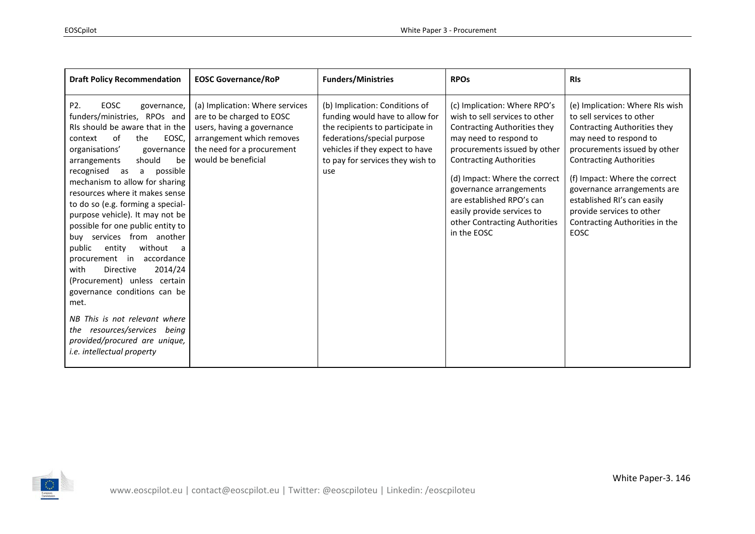| Draft Policy Recommendation | EOSC Governance/RoP | Funders/Ministries | RPOs | RIs |
|---|---|---|---|---|
| P2. EOSC governance, funders/ministries, RPOs and RIs should be aware that in the context of the EOSC, organisations' governance arrangements should be recognised as a possible mechanism to allow for sharing resources where it makes sense to do so (e.g. forming a special-purpose vehicle). It may not be possible for one public entity to buy services from another public entity without a procurement in accordance with Directive 2014/24 (Procurement) unless certain governance conditions can be met.<br><br>*NB This is not relevant where the resources/services being provided/procured are unique, i.e. intellectual property* | (a) Implication: Where services are to be charged to EOSC users, having a governance arrangement which removes the need for a procurement would be beneficial | (b) Implication: Conditions of funding would have to allow for the recipients to participate in federations/special purpose vehicles if they expect to have to pay for services they wish to use | (c) Implication: Where RPO's wish to sell services to other Contracting Authorities they may need to respond to procurements issued by other Contracting Authorities<br><br>(d) Impact: Where the correct governance arrangements are established RPO's can easily provide services to other Contracting Authorities in the EOSC | (e) Implication: Where RIs wish to sell services to other Contracting Authorities they may need to respond to procurements issued by other Contracting Authorities<br><br>(f) Impact: Where the correct governance arrangements are established RI's can easily provide services to other Contracting Authorities in the EOSC |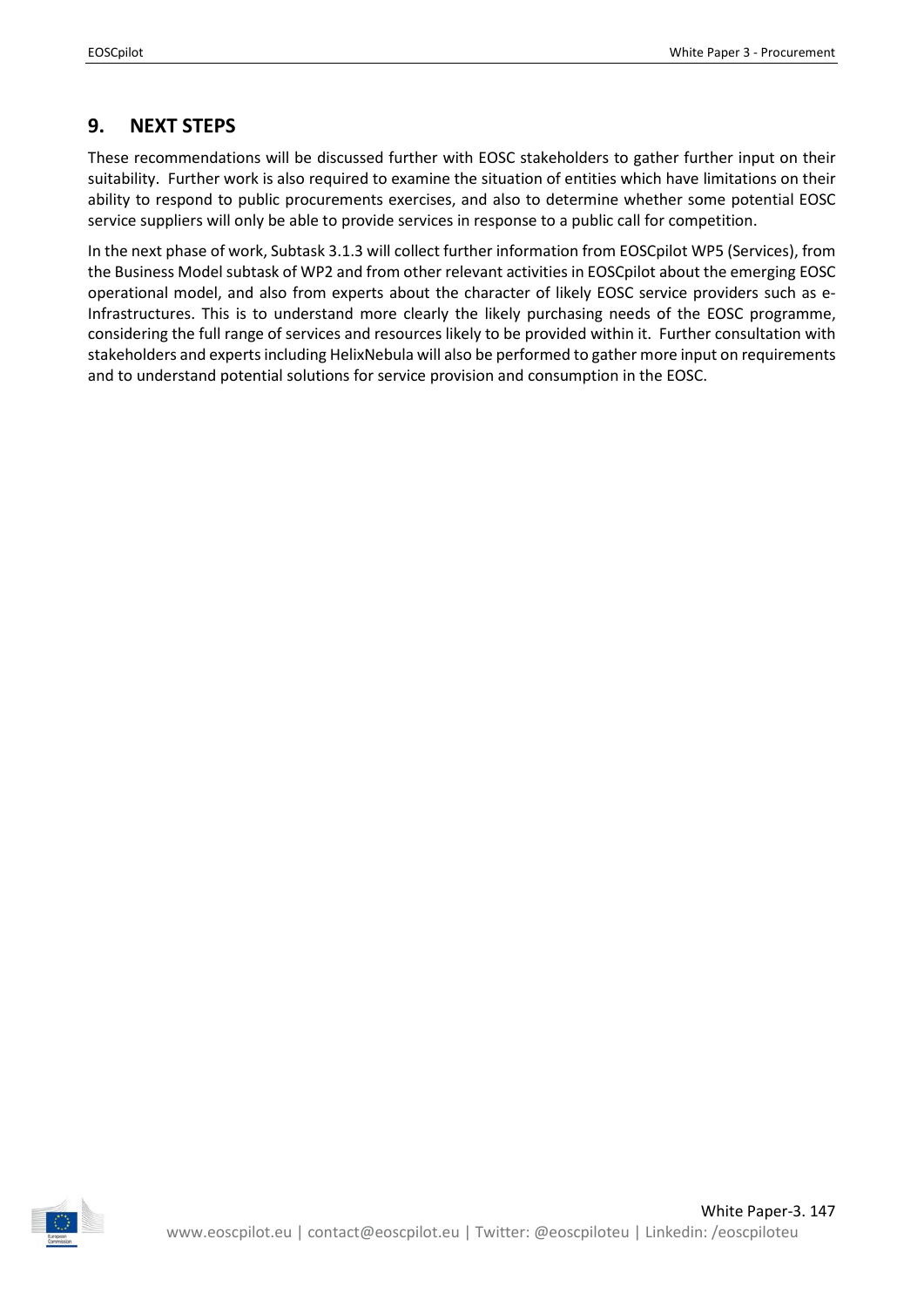## 9. NEXT STEPS

These recommendations will be discussed further with EOSC stakeholders to gather further input on their suitability. Further work is also required to examine the situation of entities which have limitations on their ability to respond to public procurements exercises, and also to determine whether some potential EOSC service suppliers will only be able to provide services in response to a public call for competition.

In the next phase of work, Subtask 3.1.3 will collect further information from EOSCpilot WP5 (Services), from the Business Model subtask of WP2 and from other relevant activities in EOSCpilot about the emerging EOSC operational model, and also from experts about the character of likely EOSC service providers such as e-Infrastructures. This is to understand more clearly the likely purchasing needs of the EOSC programme, considering the full range of services and resources likely to be provided within it. Further consultation with stakeholders and experts including HelixNebula will also be performed to gather more input on requirements and to understand potential solutions for service provision and consumption in the EOSC.